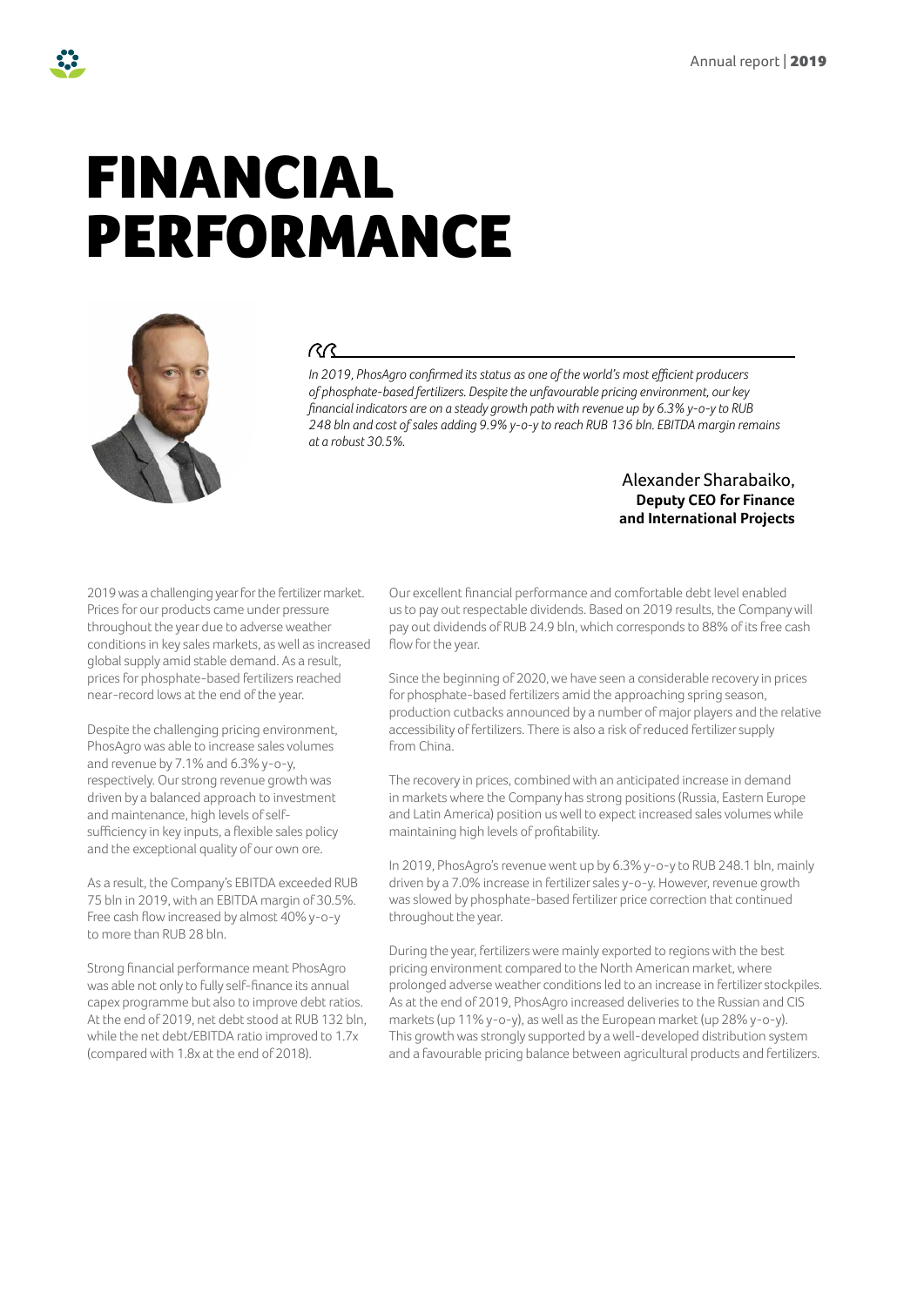# FINANCIAL PERFORMANCE

*In 2019, PhosAgro confirmed its status as one of the world's most efficient producers of phosphate-based fertilizers. Despite the unfavourable pricing environment, our key financial indicators are on a steady growth path with revenue up by 6.3% y-o-y to RUB 248 bln and cost of sales adding 9.9% y-o-y to reach RUB 136 bln. EBITDA margin remains at a robust 30.5%.*

Alexander Sharabaiko,
**Deputy CEO for Finance and International Projects**

2019 was a challenging year for the fertilizer market. Prices for our products came under pressure throughout the year due to adverse weather conditions in key sales markets, as well as increased global supply amid stable demand. As a result, prices for phosphate-based fertilizers reached near-record lows at the end of the year.

Despite the challenging pricing environment, PhosAgro was able to increase sales volumes and revenue by 7.1% and 6.3% y-o-y, respectively. Our strong revenue growth was driven by a balanced approach to investment and maintenance, high levels of self-sufficiency in key inputs, a flexible sales policy and the exceptional quality of our own ore.

As a result, the Company's EBITDA exceeded RUB 75 bln in 2019, with an EBITDA margin of 30.5%. Free cash flow increased by almost 40% y-o-y to more than RUB 28 bln.

Strong financial performance meant PhosAgro was able not only to fully self-finance its annual capex programme but also to improve debt ratios. At the end of 2019, net debt stood at RUB 132 bln, while the net debt/EBITDA ratio improved to 1.7x (compared with 1.8x at the end of 2018).

Our excellent financial performance and comfortable debt level enabled us to pay out respectable dividends. Based on 2019 results, the Company will pay out dividends of RUB 24.9 bln, which corresponds to 88% of its free cash flow for the year.

Since the beginning of 2020, we have seen a considerable recovery in prices for phosphate-based fertilizers amid the approaching spring season, production cutbacks announced by a number of major players and the relative accessibility of fertilizers. There is also a risk of reduced fertilizer supply from China.

The recovery in prices, combined with an anticipated increase in demand in markets where the Company has strong positions (Russia, Eastern Europe and Latin America) position us well to expect increased sales volumes while maintaining high levels of profitability.

In 2019, PhosAgro's revenue went up by 6.3% y-o-y to RUB 248.1 bln, mainly driven by a 7.0% increase in fertilizer sales y-o-y. However, revenue growth was slowed by phosphate-based fertilizer price correction that continued throughout the year.

During the year, fertilizers were mainly exported to regions with the best pricing environment compared to the North American market, where prolonged adverse weather conditions led to an increase in fertilizer stockpiles. As at the end of 2019, PhosAgro increased deliveries to the Russian and CIS markets (up 11% y-o-y), as well as the European market (up 28% y-o-y). This growth was strongly supported by a well-developed distribution system and a favourable pricing balance between agricultural products and fertilizers.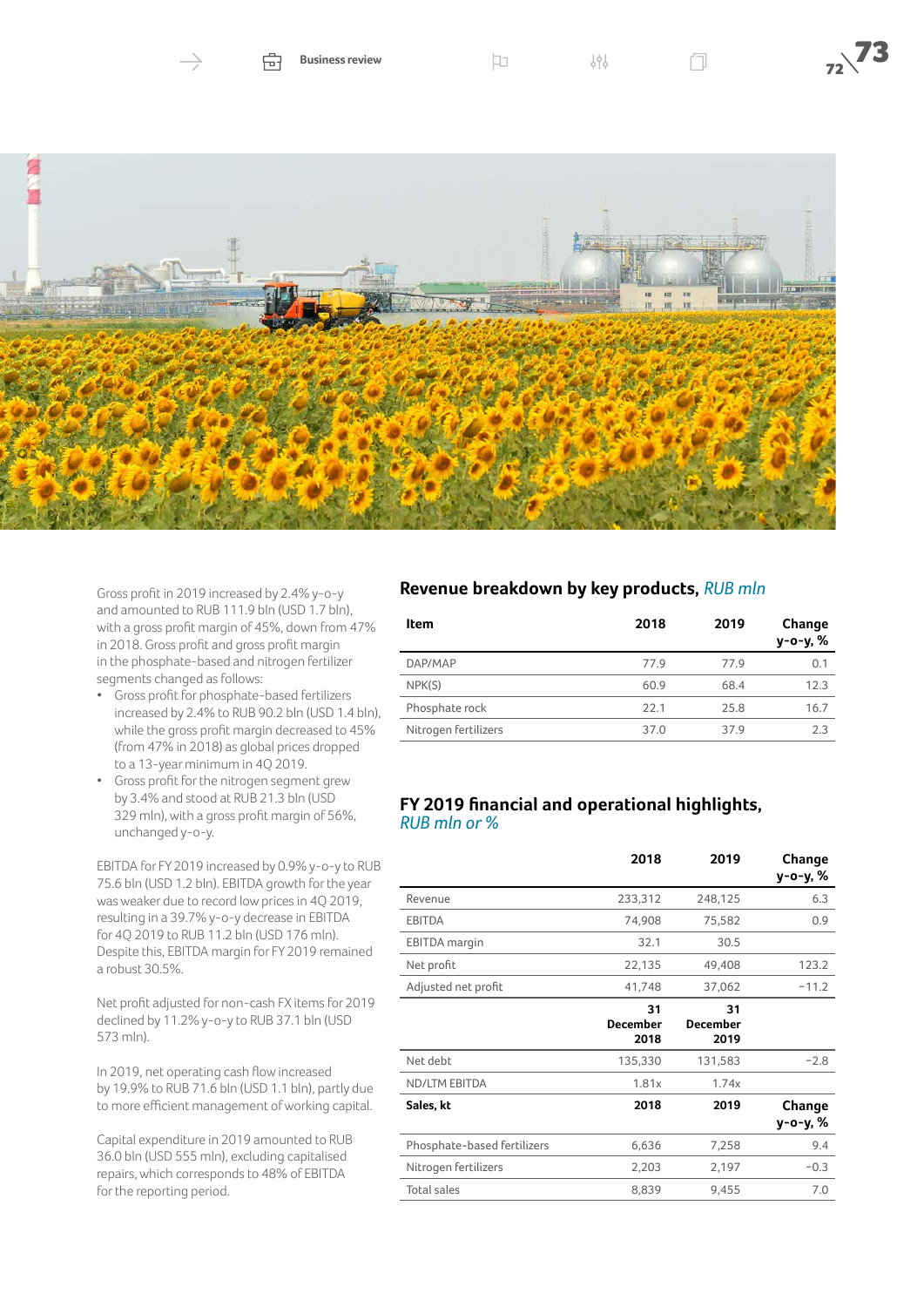Gross profit in 2019 increased by 2.4% y-o-y and amounted to RUB 111.9 bln (USD 1.7 bln), with a gross profit margin of 45%, down from 47% in 2018. Gross profit and gross profit margin in the phosphate-based and nitrogen fertilizer segments changed as follows:

- Gross profit for phosphate-based fertilizers increased by 2.4% to RUB 90.2 bln (USD 1.4 bln), while the gross profit margin decreased to 45% (from 47% in 2018) as global prices dropped to a 13-year minimum in 4Q 2019.
- Gross profit for the nitrogen segment grew by 3.4% and stood at RUB 21.3 bln (USD 329 mln), with a gross profit margin of 56%, unchanged y-o-y.

EBITDA for FY 2019 increased by 0.9% y-o-y to RUB 75.6 bln (USD 1.2 bln). EBITDA growth for the year was weaker due to record low prices in 4Q 2019, resulting in a 39.7% y-o-y decrease in EBITDA for 4Q 2019 to RUB 11.2 bln (USD 176 mln). Despite this, EBITDA margin for FY 2019 remained a robust 30.5%.

Net profit adjusted for non-cash FX items for 2019 declined by 11.2% y-o-y to RUB 37.1 bln (USD 573 mln).

In 2019, net operating cash flow increased by 19.9% to RUB 71.6 bln (USD 1.1 bln), partly due to more efficient management of working capital.

Capital expenditure in 2019 amounted to RUB 36.0 bln (USD 555 mln), excluding capitalised repairs, which corresponds to 48% of EBITDA for the reporting period.

## Revenue breakdown by key products, *RUB mln*

| Item | 2018 | 2019 | Change y-o-y, % |
|---|---|---|---|
| DAP/MAP | 77.9 | 77.9 | 0.1 |
| NPK(S) | 60.9 | 68.4 | 12.3 |
| Phosphate rock | 22.1 | 25.8 | 16.7 |
| Nitrogen fertilizers | 37.0 | 37.9 | 2.3 |

## FY 2019 financial and operational highlights, *RUB mln or %*

| | 2018 | 2019 | Change y-o-y, % |
|---|---|---|---|
| Revenue | 233,312 | 248,125 | 6.3 |
| EBITDA | 74,908 | 75,582 | 0.9 |
| EBITDA margin | 32.1 | 30.5 | |
| Net profit | 22,135 | 49,408 | 123.2 |
| Adjusted net profit | 41,748 | 37,062 | −11.2 |
| | **31 December 2018** | **31 December 2019** | |
| Net debt | 135,330 | 131,583 | −2.8 |
| ND/LTM EBITDA | 1.81x | 1.74x | |
| **Sales, kt** | **2018** | **2019** | **Change y-o-y, %** |
| Phosphate-based fertilizers | 6,636 | 7,258 | 9.4 |
| Nitrogen fertilizers | 2,203 | 2,197 | −0.3 |
| Total sales | 8,839 | 9,455 | 7.0 |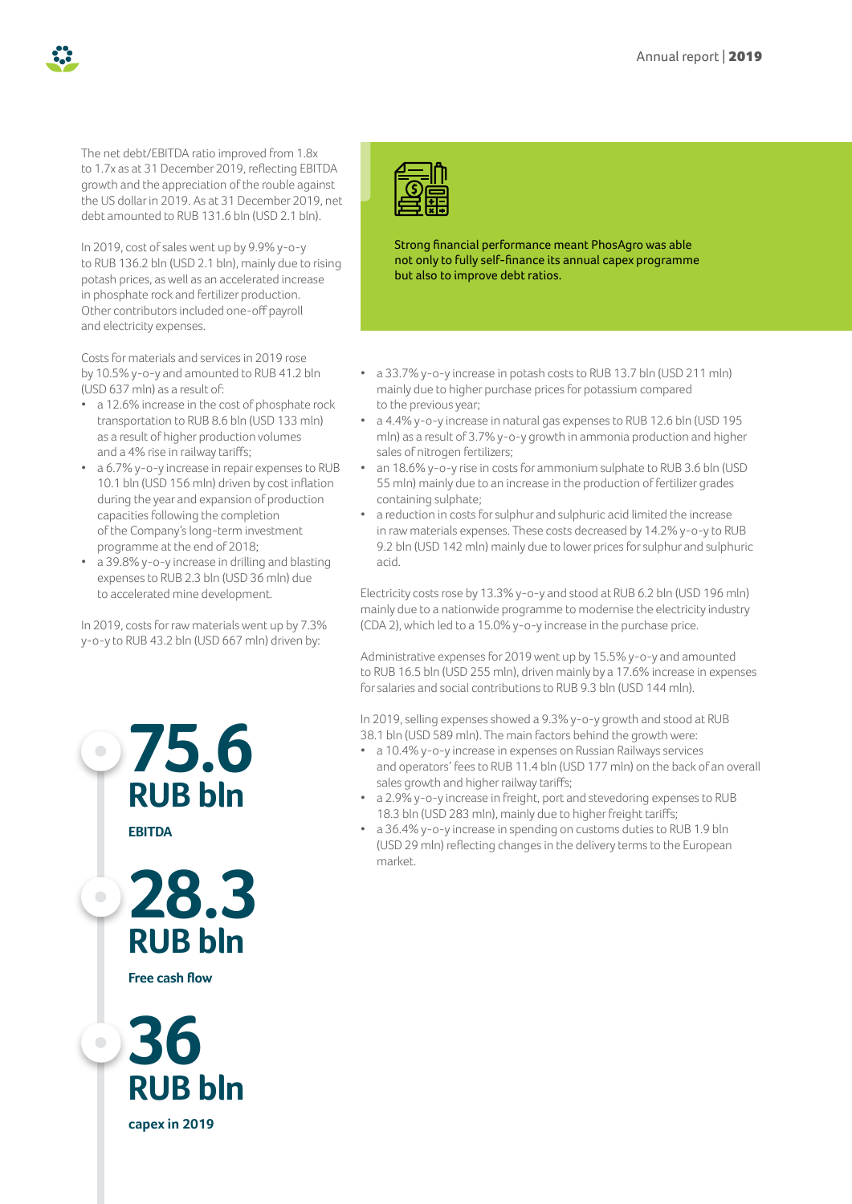The net debt/EBITDA ratio improved from 1.8x to 1.7x as at 31 December 2019, reflecting EBITDA growth and the appreciation of the rouble against the US dollar in 2019. As at 31 December 2019, net debt amounted to RUB 131.6 bln (USD 2.1 bln).

In 2019, cost of sales went up by 9.9% y-o-y to RUB 136.2 bln (USD 2.1 bln), mainly due to rising potash prices, as well as an accelerated increase in phosphate rock and fertilizer production. Other contributors included one-off payroll and electricity expenses.

Costs for materials and services in 2019 rose by 10.5% y-o-y and amounted to RUB 41.2 bln (USD 637 mln) as a result of:

- a 12.6% increase in the cost of phosphate rock transportation to RUB 8.6 bln (USD 133 mln) as a result of higher production volumes and a 4% rise in railway tariffs;
- a 6.7% y-o-y increase in repair expenses to RUB 10.1 bln (USD 156 mln) driven by cost inflation during the year and expansion of production capacities following the completion of the Company's long-term investment programme at the end of 2018;
- a 39.8% y-o-y increase in drilling and blasting expenses to RUB 2.3 bln (USD 36 mln) due to accelerated mine development.

In 2019, costs for raw materials went up by 7.3% y-o-y to RUB 43.2 bln (USD 667 mln) driven by:

- a 33.7% y-o-y increase in potash costs to RUB 13.7 bln (USD 211 mln) mainly due to higher purchase prices for potassium compared to the previous year;
- a 4.4% y-o-y increase in natural gas expenses to RUB 12.6 bln (USD 195 mln) as a result of 3.7% y-o-y growth in ammonia production and higher sales of nitrogen fertilizers;
- an 18.6% y-o-y rise in costs for ammonium sulphate to RUB 3.6 bln (USD 55 mln) mainly due to an increase in the production of fertilizer grades containing sulphate;
- a reduction in costs for sulphur and sulphuric acid limited the increase in raw materials expenses. These costs decreased by 14.2% y-o-y to RUB 9.2 bln (USD 142 mln) mainly due to lower prices for sulphur and sulphuric acid.

Electricity costs rose by 13.3% y-o-y and stood at RUB 6.2 bln (USD 196 mln) mainly due to a nationwide programme to modernise the electricity industry (CDA 2), which led to a 15.0% y-o-y increase in the purchase price.

Administrative expenses for 2019 went up by 15.5% y-o-y and amounted to RUB 16.5 bln (USD 255 mln), driven mainly by a 17.6% increase in expenses for salaries and social contributions to RUB 9.3 bln (USD 144 mln).

In 2019, selling expenses showed a 9.3% y-o-y growth and stood at RUB 38.1 bln (USD 589 mln). The main factors behind the growth were:

- a 10.4% y-o-y increase in expenses on Russian Railways services and operators' fees to RUB 11.4 bln (USD 177 mln) on the back of an overall sales growth and higher railway tariffs;
- a 2.9% y-o-y increase in freight, port and stevedoring expenses to RUB 18.3 bln (USD 283 mln), mainly due to higher freight tariffs;
- a 36.4% y-o-y increase in spending on customs duties to RUB 1.9 bln (USD 29 mln) reflecting changes in the delivery terms to the European market.

Strong financial performance meant PhosAgro was able not only to fully self-finance its annual capex programme but also to improve debt ratios.

**75.6 RUB bln**
**EBITDA**

**28.3 RUB bln**
**Free cash flow**

**36 RUB bln**
**capex in 2019**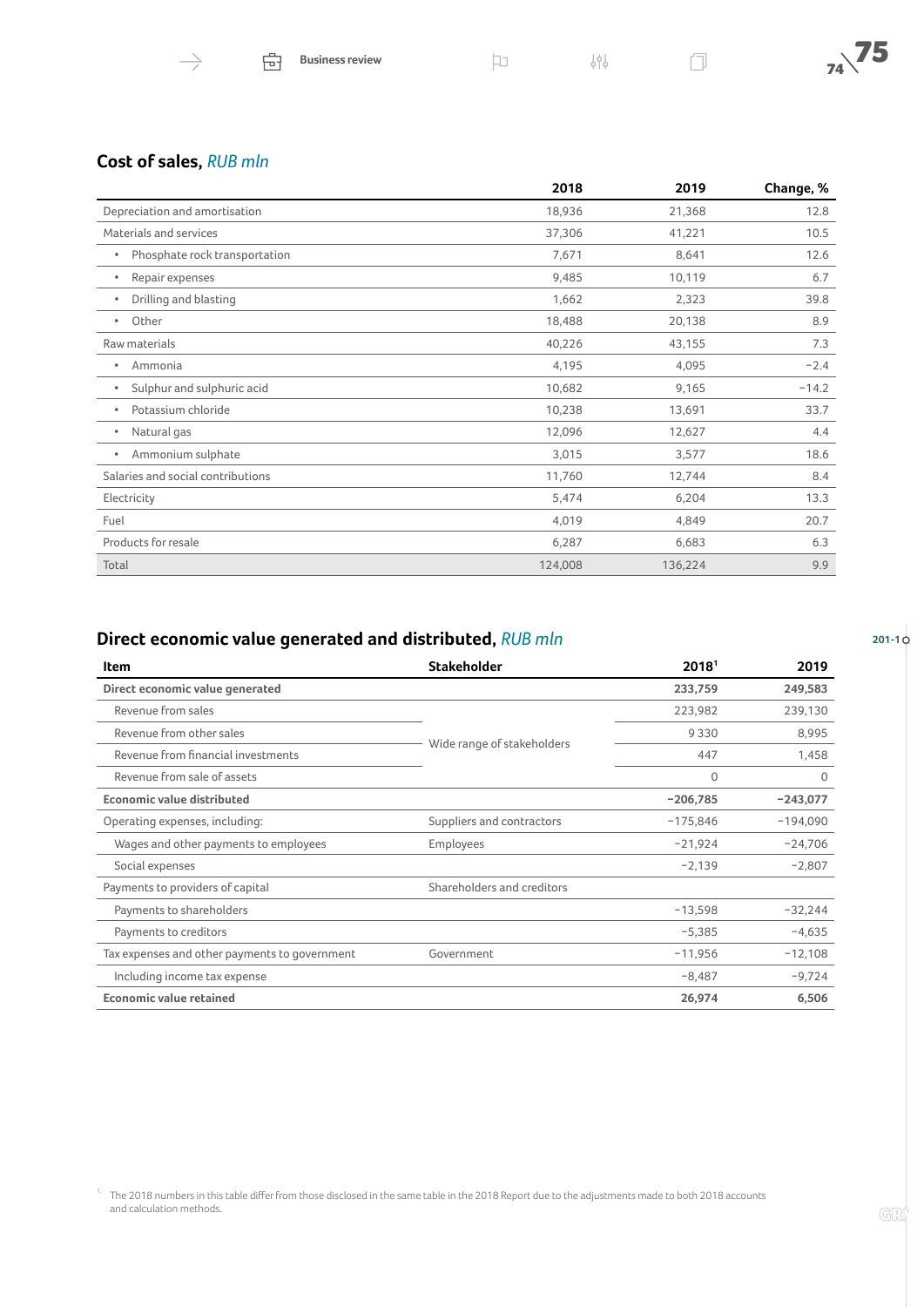## Cost of sales, *RUB mln*

| | 2018 | 2019 | Change, % |
|---|---|---|---|
| Depreciation and amortisation | 18,936 | 21,368 | 12.8 |
| Materials and services | 37,306 | 41,221 | 10.5 |
| • Phosphate rock transportation | 7,671 | 8,641 | 12.6 |
| • Repair expenses | 9,485 | 10,119 | 6.7 |
| • Drilling and blasting | 1,662 | 2,323 | 39.8 |
| • Other | 18,488 | 20,138 | 8.9 |
| Raw materials | 40,226 | 43,155 | 7.3 |
| • Ammonia | 4,195 | 4,095 | −2.4 |
| • Sulphur and sulphuric acid | 10,682 | 9,165 | −14.2 |
| • Potassium chloride | 10,238 | 13,691 | 33.7 |
| • Natural gas | 12,096 | 12,627 | 4.4 |
| • Ammonium sulphate | 3,015 | 3,577 | 18.6 |
| Salaries and social contributions | 11,760 | 12,744 | 8.4 |
| Electricity | 5,474 | 6,204 | 13.3 |
| Fuel | 4,019 | 4,849 | 20.7 |
| Products for resale | 6,287 | 6,683 | 6.3 |
| Total | 124,008 | 136,224 | 9.9 |

## Direct economic value generated and distributed, *RUB mln*

201-1

| Item | Stakeholder | 2018[1] | 2019 |
|---|---|---|---|
| **Direct economic value generated** | | **233,759** | **249,583** |
| Revenue from sales | Wide range of stakeholders | 223,982 | 239,130 |
| Revenue from other sales | | 9 330 | 8,995 |
| Revenue from financial investments | | 447 | 1,458 |
| Revenue from sale of assets | | 0 | 0 |
| **Economic value distributed** | | **−206,785** | **−243,077** |
| Operating expenses, including: | Suppliers and contractors | −175,846 | −194,090 |
| Wages and other payments to employees | Employees | −21,924 | −24,706 |
| Social expenses | | −2,139 | −2,807 |
| Payments to providers of capital | Shareholders and creditors | | |
| Payments to shareholders | | −13,598 | −32,244 |
| Payments to creditors | | −5,385 | −4,635 |
| Tax expenses and other payments to government | Government | −11,956 | −12,108 |
| Including income tax expense | | −8,487 | −9,724 |
| **Economic value retained** | | **26,974** | **6,506** |

[1] The 2018 numbers in this table differ from those disclosed in the same table in the 2018 Report due to the adjustments made to both 2018 accounts and calculation methods.